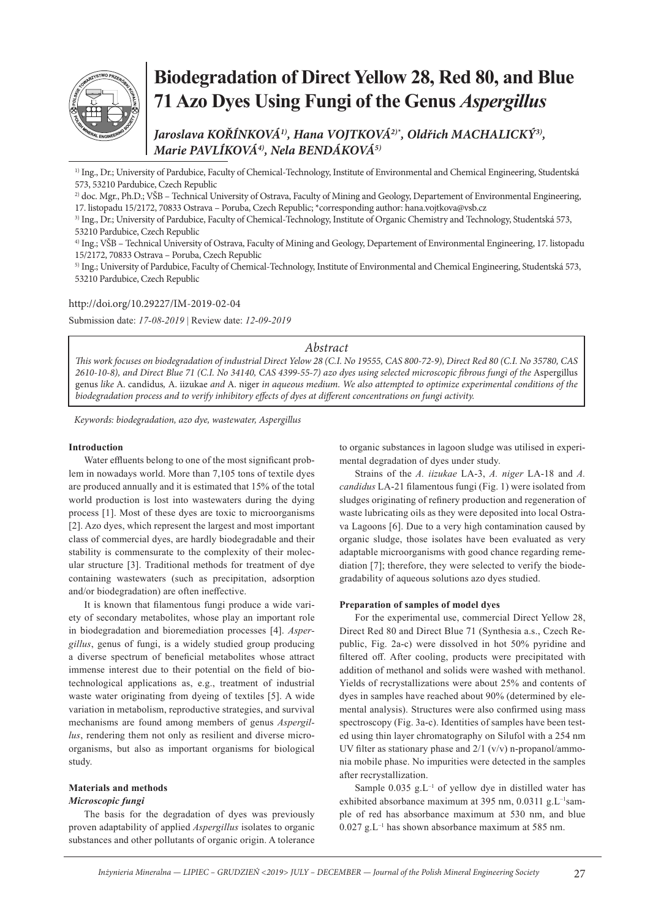# Biodegradation of Direct Yellow 28, Red 80, and Blue 71 Azo Dyes Using Fungi of the Genus *Aspergillus*

*Jaroslava KOŘÍNKOVÁ[1], Hana VOJTKOVÁ[2)*], Oldřich MACHALICKÝ[3], Marie PAVLÍKOVÁ[4], Nela BENDÁKOVÁ[5]*

[1] Ing., Dr.; University of Pardubice, Faculty of Chemical-Technology, Institute of Environmental and Chemical Engineering, Studentská 573, 53210 Pardubice, Czech Republic

[2] doc. Mgr., Ph.D.; VŠB – Technical University of Ostrava, Faculty of Mining and Geology, Departement of Environmental Engineering, 17. listopadu 15/2172, 70833 Ostrava – Poruba, Czech Republic; *corresponding author: hana.vojtkova@vsb.cz

[3] Ing., Dr.; University of Pardubice, Faculty of Chemical-Technology, Institute of Organic Chemistry and Technology, Studentská 573, 53210 Pardubice, Czech Republic

[4] Ing.; VŠB – Technical University of Ostrava, Faculty of Mining and Geology, Departement of Environmental Engineering, 17. listopadu 15/2172, 70833 Ostrava – Poruba, Czech Republic

[5] Ing.; University of Pardubice, Faculty of Chemical-Technology, Institute of Environmental and Chemical Engineering, Studentská 573, 53210 Pardubice, Czech Republic

http://doi.org/10.29227/IM-2019-02-04

Submission date: *17-08-2019* | Review date: *12-09-2019*

## *Abstract*

*This work focuses on biodegradation of industrial Direct Yelow 28 (C.I. No 19555, CAS 800-72-9), Direct Red 80 (C.I. No 35780, CAS 2610-10-8), and Direct Blue 71 (C.I. No 34140, CAS 4399-55-7) azo dyes using selected microscopic fibrous fungi of the* Aspergillus *genus like* A. candidus*,* A. iizukae *and* A. niger *in aqueous medium. We also attempted to optimize experimental conditions of the biodegradation process and to verify inhibitory effects of dyes at different concentrations on fungi activity.*

*Keywords: biodegradation, azo dye, wastewater, Aspergillus*

### Introduction

Water effluents belong to one of the most significant problem in nowadays world. More than 7,105 tons of textile dyes are produced annually and it is estimated that 15% of the total world production is lost into wastewaters during the dying process [1]. Most of these dyes are toxic to microorganisms [2]. Azo dyes, which represent the largest and most important class of commercial dyes, are hardly biodegradable and their stability is commensurate to the complexity of their molecular structure [3]. Traditional methods for treatment of dye containing wastewaters (such as precipitation, adsorption and/or biodegradation) are often ineffective.

It is known that filamentous fungi produce a wide variety of secondary metabolites, whose play an important role in biodegradation and bioremediation processes [4]. *Aspergillus*, genus of fungi, is a widely studied group producing a diverse spectrum of beneficial metabolites whose attract immense interest due to their potential on the field of biotechnological applications as, e.g., treatment of industrial waste water originating from dyeing of textiles [5]. A wide variation in metabolism, reproductive strategies, and survival mechanisms are found among members of genus *Aspergillus*, rendering them not only as resilient and diverse microorganisms, but also as important organisms for biological study.

### Materials and methods

#### *Microscopic fungi*

The basis for the degradation of dyes was previously proven adaptability of applied *Aspergillus* isolates to organic substances and other pollutants of organic origin. A tolerance to organic substances in lagoon sludge was utilised in experimental degradation of dyes under study.

Strains of the *A. iizukae* LA-3, *A. niger* LA-18 and *A. candidus* LA-21 filamentous fungi (Fig. 1) were isolated from sludges originating of refinery production and regeneration of waste lubricating oils as they were deposited into local Ostrava Lagoons [6]. Due to a very high contamination caused by organic sludge, those isolates have been evaluated as very adaptable microorganisms with good chance regarding remediation [7]; therefore, they were selected to verify the biodegradability of aqueous solutions azo dyes studied.

#### Preparation of samples of model dyes

For the experimental use, commercial Direct Yellow 28, Direct Red 80 and Direct Blue 71 (Synthesia a.s., Czech Republic, Fig. 2a-c) were dissolved in hot 50% pyridine and filtered off. After cooling, products were precipitated with addition of methanol and solids were washed with methanol. Yields of recrystallizations were about 25% and contents of dyes in samples have reached about 90% (determined by elemental analysis). Structures were also confirmed using mass spectroscopy (Fig. 3a-c). Identities of samples have been tested using thin layer chromatography on Silufol with a 254 nm UV filter as stationary phase and 2/1 (v/v) n-propanol/ammonia mobile phase. No impurities were detected in the samples after recrystallization.

Sample 0.035 $g.L^{-1}$ of yellow dye in distilled water has exhibited absorbance maximum at 395 nm, 0.0311 $g.L^{-1}$sample of red has absorbance maximum at 530 nm, and blue 0.027 $g.L^{-1}$ has shown absorbance maximum at 585 nm.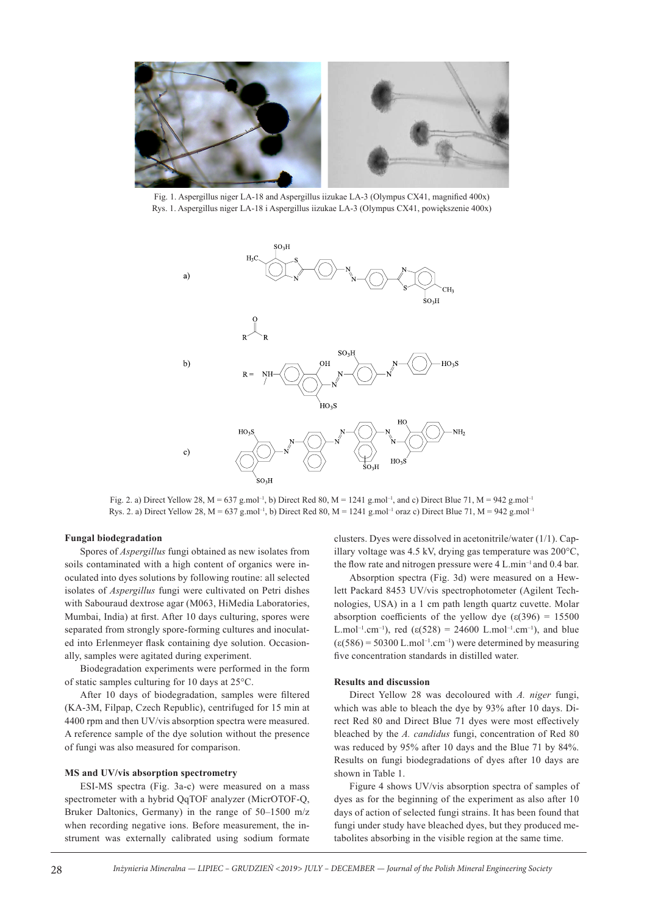Fig. 1. Aspergillus niger LA-18 and Aspergillus iizukae LA-3 (Olympus CX41, magnified 400x)
Rys. 1. Aspergillus niger LA-18 i Aspergillus iizukae LA-3 (Olympus CX41, powiększenie 400x)

Fig. 2. a) Direct Yellow 28, M = 637 g.mol$^{-1}$, b) Direct Red 80, M = 1241 g.mol$^{-1}$, and c) Direct Blue 71, M = 942 g.mol$^{-1}$
Rys. 2. a) Direct Yellow 28, M = 637 g.mol$^{-1}$, b) Direct Red 80, M = 1241 g.mol$^{-1}$ oraz c) Direct Blue 71, M = 942 g.mol$^{-1}$

### Fungal biodegradation

Spores of *Aspergillus* fungi obtained as new isolates from soils contaminated with a high content of organics were inoculated into dyes solutions by following routine: all selected isolates of *Aspergillus* fungi were cultivated on Petri dishes with Sabouraud dextrose agar (M063, HiMedia Laboratories, Mumbai, India) at first. After 10 days culturing, spores were separated from strongly spore-forming cultures and inoculated into Erlenmeyer flask containing dye solution. Occasionally, samples were agitated during experiment.

Biodegradation experiments were performed in the form of static samples culturing for 10 days at 25°C.

After 10 days of biodegradation, samples were filtered (KA-3M, Filpap, Czech Republic), centrifuged for 15 min at 4400 rpm and then UV/vis absorption spectra were measured. A reference sample of the dye solution without the presence of fungi was also measured for comparison.

### MS and UV/vis absorption spectrometry

ESI-MS spectra (Fig. 3a-c) were measured on a mass spectrometer with a hybrid QqTOF analyzer (MicrOTOF-Q, Bruker Daltonics, Germany) in the range of 50–1500 m/z when recording negative ions. Before measurement, the instrument was externally calibrated using sodium formate clusters. Dyes were dissolved in acetonitrile/water (1/1). Capillary voltage was 4.5 kV, drying gas temperature was 200°C, the flow rate and nitrogen pressure were 4 L.min$^{-1}$ and 0.4 bar.

Absorption spectra (Fig. 3d) were measured on a Hewlett Packard 8453 UV/vis spectrophotometer (Agilent Technologies, USA) in a 1 cm path length quartz cuvette. Molar absorption coefficients of the yellow dye ($\varepsilon(396) = 15500$ L.mol$^{-1}$.cm$^{-1}$), red ($\varepsilon(528) = 24600$ L.mol$^{-1}$.cm$^{-1}$), and blue ($\varepsilon(586) = 50300$ L.mol$^{-1}$.cm$^{-1}$) were determined by measuring five concentration standards in distilled water.

### Results and discussion

Direct Yellow 28 was decoloured with *A. niger* fungi, which was able to bleach the dye by 93% after 10 days. Direct Red 80 and Direct Blue 71 dyes were most effectively bleached by the *A. candidus* fungi, concentration of Red 80 was reduced by 95% after 10 days and the Blue 71 by 84%. Results on fungi biodegradations of dyes after 10 days are shown in Table 1.

Figure 4 shows UV/vis absorption spectra of samples of dyes as for the beginning of the experiment as also after 10 days of action of selected fungi strains. It has been found that fungi under study have bleached dyes, but they produced metabolites absorbing in the visible region at the same time.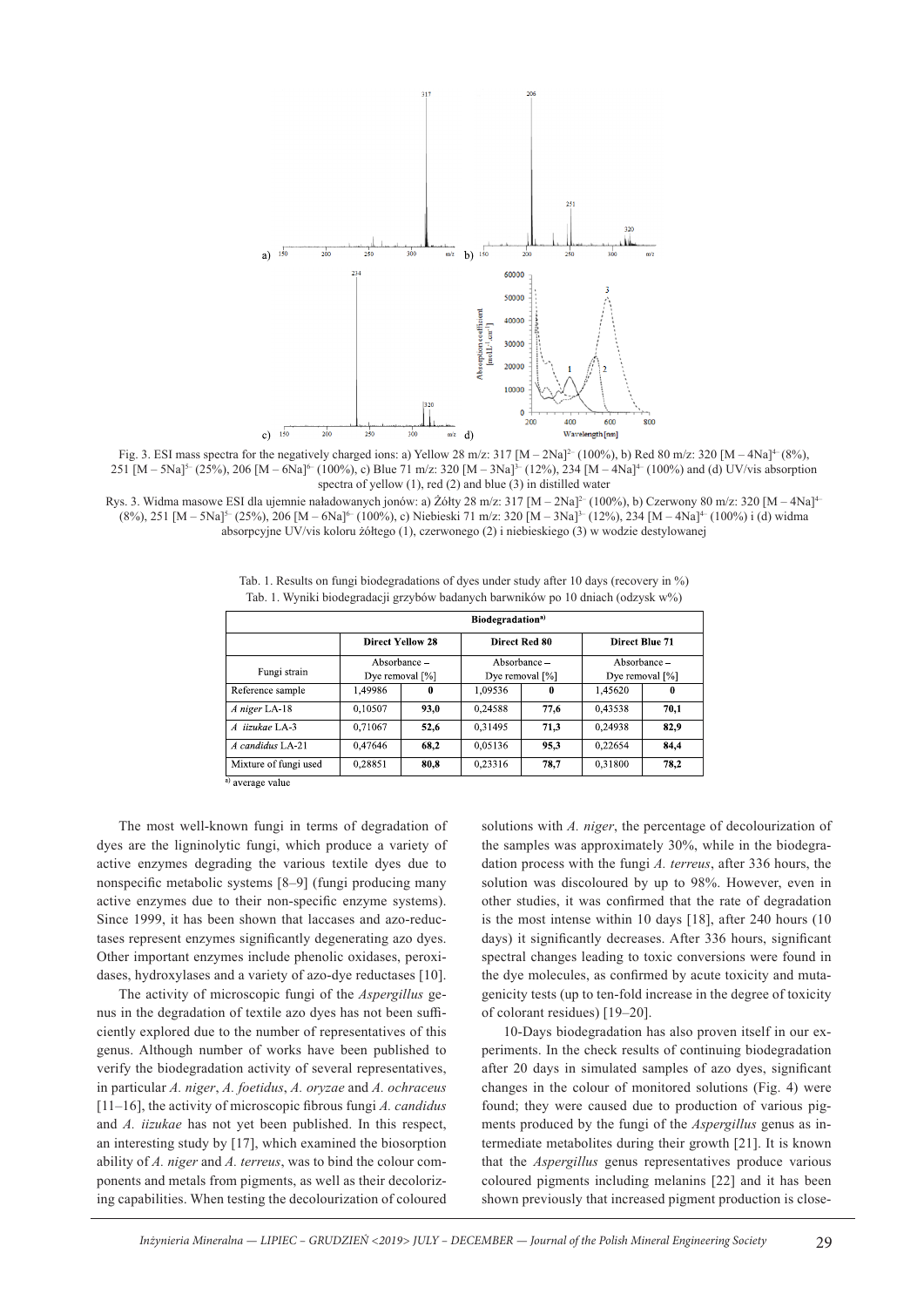Fig. 3. ESI mass spectra for the negatively charged ions: a) Yellow 28 m/z: 317 $[M – 2Na]^{2–}$ (100%), b) Red 80 m/z: 320 $[M – 4Na]^{4–}$ (8%), 251 $[M – 5Na]^{5–}$ (25%), 206 $[M – 6Na]^{6–}$ (100%), c) Blue 71 m/z: 320 $[M – 3Na]^{3–}$ (12%), 234 $[M – 4Na]^{4–}$ (100%) and (d) UV/vis absorption spectra of yellow (1), red (2) and blue (3) in distilled water

Rys. 3. Widma masowe ESI dla ujemnie naładowanych jonów: a) Żółty 28 m/z: 317 $[M – 2Na]^{2–}$ (100%), b) Czerwony 80 m/z: 320 $[M – 4Na]^{4–}$ (8%), 251 $[M – 5Na]^{5–}$ (25%), 206 $[M – 6Na]^{6–}$ (100%), c) Niebieski 71 m/z: 320 $[M – 3Na]^{3–}$ (12%), 234 $[M – 4Na]^{4–}$ (100%) i (d) widma absorpcyjne UV/vis koloru żółtego (1), czerwonego (2) i niebieskiego (3) w wodzie destylowanej

Tab. 1. Results on fungi biodegradations of dyes under study after 10 days (recovery in %)
Tab. 1. Wyniki biodegradacji grzybów badanych barwników po 10 dniach (odzysk w%)

| | **Biodegradation**[a)] | | | | | |
|---|---|---|---|---|---|---|
| | **Direct Yellow 28** | | **Direct Red 80** | | **Direct Blue 71** | |
| Fungi strain | Absorbance – Dye removal [%] | | Absorbance – Dye removal [%] | | Absorbance – Dye removal [%] | |
| Reference sample | 1,49986 | **0** | 1,09536 | **0** | 1,45620 | **0** |
| *A niger* LA-18 | 0,10507 | **93,0** | 0,24588 | **77,6** | 0,43538 | **70,1** |
| *A iizukae* LA-3 | 0,71067 | **52,6** | 0,31495 | **71,3** | 0,24938 | **82,9** |
| *A candidus* LA-21 | 0,47646 | **68,2** | 0,05136 | **95,3** | 0,22654 | **84,4** |
| Mixture of fungi used | 0,28851 | **80,8** | 0,23316 | **78,7** | 0,31800 | **78,2** |

[a)] average value

The most well-known fungi in terms of degradation of dyes are the ligninolytic fungi, which produce a variety of active enzymes degrading the various textile dyes due to nonspecific metabolic systems [8–9] (fungi producing many active enzymes due to their non-specific enzyme systems). Since 1999, it has been shown that laccases and azo-reductases represent enzymes significantly degenerating azo dyes. Other important enzymes include phenolic oxidases, peroxidases, hydroxylases and a variety of azo-dye reductases [10].

The activity of microscopic fungi of the *Aspergillus* genus in the degradation of textile azo dyes has not been sufficiently explored due to the number of representatives of this genus. Although number of works have been published to verify the biodegradation activity of several representatives, in particular *A. niger*, *A. foetidus*, *A. oryzae* and *A. ochraceus* [11–16], the activity of microscopic fibrous fungi *A. candidus* and *A. iizukae* has not yet been published. In this respect, an interesting study by [17], which examined the biosorption ability of *A. niger* and *A. terreus*, was to bind the colour components and metals from pigments, as well as their decolorizing capabilities. When testing the decolourization of coloured solutions with *A. niger*, the percentage of decolourization of the samples was approximately 30%, while in the biodegradation process with the fungi *A. terreus*, after 336 hours, the solution was discoloured by up to 98%. However, even in other studies, it was confirmed that the rate of degradation is the most intense within 10 days [18], after 240 hours (10 days) it significantly decreases. After 336 hours, significant spectral changes leading to toxic conversions were found in the dye molecules, as confirmed by acute toxicity and mutagenicity tests (up to ten-fold increase in the degree of toxicity of colorant residues) [19–20].

10-Days biodegradation has also proven itself in our experiments. In the check results of continuing biodegradation after 20 days in simulated samples of azo dyes, significant changes in the colour of monitored solutions (Fig. 4) were found; they were caused due to production of various pigments produced by the fungi of the *Aspergillus* genus as intermediate metabolites during their growth [21]. It is known that the *Aspergillus* genus representatives produce various coloured pigments including melanins [22] and it has been shown previously that increased pigment production is close-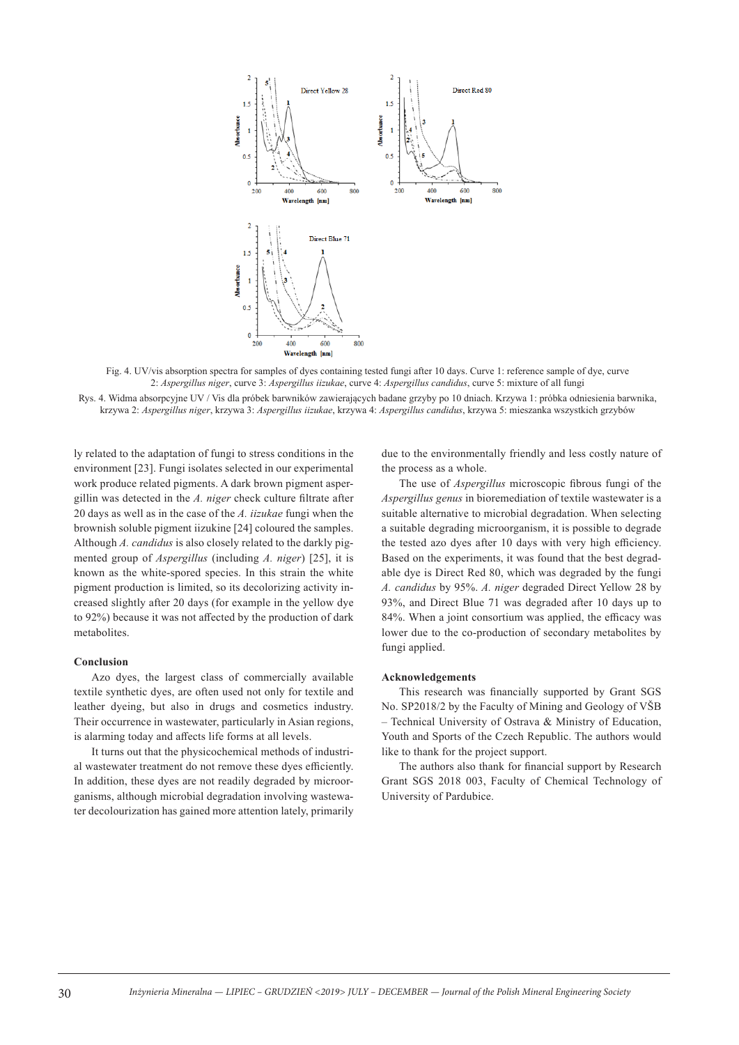Fig. 4. UV/vis absorption spectra for samples of dyes containing tested fungi after 10 days. Curve 1: reference sample of dye, curve 2: *Aspergillus niger*, curve 3: *Aspergillus iizukae*, curve 4: *Aspergillus candidus*, curve 5: mixture of all fungi

Rys. 4. Widma absorpcyjne UV / Vis dla próbek barwników zawierających badane grzyby po 10 dniach. Krzywa 1: próbka odniesienia barwnika, krzywa 2: *Aspergillus niger*, krzywa 3: *Aspergillus iizukae*, krzywa 4: *Aspergillus candidus*, krzywa 5: mieszanka wszystkich grzybów

ly related to the adaptation of fungi to stress conditions in the environment [23]. Fungi isolates selected in our experimental work produce related pigments. A dark brown pigment aspergillin was detected in the *A. niger* check culture filtrate after 20 days as well as in the case of the *A. iizukae* fungi when the brownish soluble pigment iizukine [24] coloured the samples. Although *A. candidus* is also closely related to the darkly pigmented group of *Aspergillus* (including *A. niger*) [25], it is known as the white-spored species. In this strain the white pigment production is limited, so its decolorizing activity increased slightly after 20 days (for example in the yellow dye to 92%) because it was not affected by the production of dark metabolites.

## Conclusion

Azo dyes, the largest class of commercially available textile synthetic dyes, are often used not only for textile and leather dyeing, but also in drugs and cosmetics industry. Their occurrence in wastewater, particularly in Asian regions, is alarming today and affects life forms at all levels.

It turns out that the physicochemical methods of industrial wastewater treatment do not remove these dyes efficiently. In addition, these dyes are not readily degraded by microorganisms, although microbial degradation involving wastewater decolourization has gained more attention lately, primarily due to the environmentally friendly and less costly nature of the process as a whole.

The use of *Aspergillus* microscopic fibrous fungi of the *Aspergillus genus* in bioremediation of textile wastewater is a suitable alternative to microbial degradation. When selecting a suitable degrading microorganism, it is possible to degrade the tested azo dyes after 10 days with very high efficiency. Based on the experiments, it was found that the best degradable dye is Direct Red 80, which was degraded by the fungi *A. candidus* by 95%. *A. niger* degraded Direct Yellow 28 by 93%, and Direct Blue 71 was degraded after 10 days up to 84%. When a joint consortium was applied, the efficacy was lower due to the co-production of secondary metabolites by fungi applied.

## Acknowledgements

This research was financially supported by Grant SGS No. SP2018/2 by the Faculty of Mining and Geology of VŠB – Technical University of Ostrava & Ministry of Education, Youth and Sports of the Czech Republic. The authors would like to thank for the project support.

The authors also thank for financial support by Research Grant SGS 2018 003, Faculty of Chemical Technology of University of Pardubice.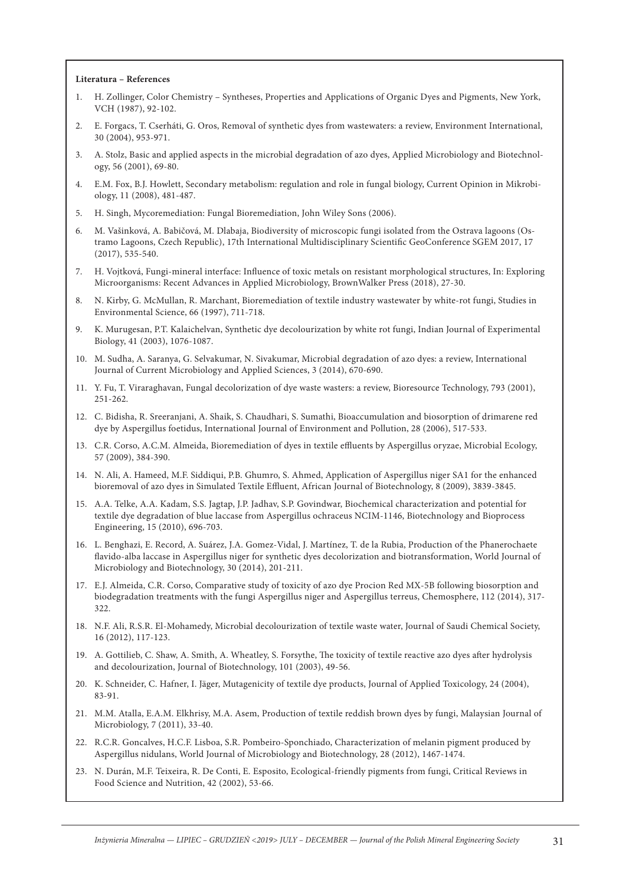**Literatura – References**

1. H. Zollinger, Color Chemistry – Syntheses, Properties and Applications of Organic Dyes and Pigments, New York, VCH (1987), 92-102.
2. E. Forgacs, T. Cserháti, G. Oros, Removal of synthetic dyes from wastewaters: a review, Environment International, 30 (2004), 953-971.
3. A. Stolz, Basic and applied aspects in the microbial degradation of azo dyes, Applied Microbiology and Biotechnology, 56 (2001), 69-80.
4. E.M. Fox, B.J. Howlett, Secondary metabolism: regulation and role in fungal biology, Current Opinion in Mikrobiology, 11 (2008), 481-487.
5. H. Singh, Mycoremediation: Fungal Bioremediation, John Wiley Sons (2006).
6. M. Vašinková, A. Babičová, M. Dlabaja, Biodiversity of microscopic fungi isolated from the Ostrava lagoons (Ostramo Lagoons, Czech Republic), 17th International Multidisciplinary Scientific GeoConference SGEM 2017, 17 (2017), 535-540.
7. H. Vojtková, Fungi-mineral interface: Influence of toxic metals on resistant morphological structures, In: Exploring Microorganisms: Recent Advances in Applied Microbiology, BrownWalker Press (2018), 27-30.
8. N. Kirby, G. McMullan, R. Marchant, Bioremediation of textile industry wastewater by white-rot fungi, Studies in Environmental Science, 66 (1997), 711-718.
9. K. Murugesan, P.T. Kalaichelvan, Synthetic dye decolourization by white rot fungi, Indian Journal of Experimental Biology, 41 (2003), 1076-1087.
10. M. Sudha, A. Saranya, G. Selvakumar, N. Sivakumar, Microbial degradation of azo dyes: a review, International Journal of Current Microbiology and Applied Sciences, 3 (2014), 670-690.
11. Y. Fu, T. Viraraghavan, Fungal decolorization of dye waste wasters: a review, Bioresource Technology, 793 (2001), 251-262.
12. C. Bidisha, R. Sreeranjani, A. Shaik, S. Chaudhari, S. Sumathi, Bioaccumulation and biosorption of drimarene red dye by Aspergillus foetidus, International Journal of Environment and Pollution, 28 (2006), 517-533.
13. C.R. Corso, A.C.M. Almeida, Bioremediation of dyes in textile effluents by Aspergillus oryzae, Microbial Ecology, 57 (2009), 384-390.
14. N. Ali, A. Hameed, M.F. Siddiqui, P.B. Ghumro, S. Ahmed, Application of Aspergillus niger SA1 for the enhanced bioremoval of azo dyes in Simulated Textile Effluent, African Journal of Biotechnology, 8 (2009), 3839-3845.
15. A.A. Telke, A.A. Kadam, S.S. Jagtap, J.P. Jadhav, S.P. Govindwar, Biochemical characterization and potential for textile dye degradation of blue laccase from Aspergillus ochraceus NCIM-1146, Biotechnology and Bioprocess Engineering, 15 (2010), 696-703.
16. L. Benghazi, E. Record, A. Suárez, J.A. Gomez-Vidal, J. Martínez, T. de la Rubia, Production of the Phanerochaete flavido-alba laccase in Aspergillus niger for synthetic dyes decolorization and biotransformation, World Journal of Microbiology and Biotechnology, 30 (2014), 201-211.
17. E.J. Almeida, C.R. Corso, Comparative study of toxicity of azo dye Procion Red MX-5B following biosorption and biodegradation treatments with the fungi Aspergillus niger and Aspergillus terreus, Chemosphere, 112 (2014), 317-322.
18. N.F. Ali, R.S.R. El-Mohamedy, Microbial decolourization of textile waste water, Journal of Saudi Chemical Society, 16 (2012), 117-123.
19. A. Gottilieb, C. Shaw, A. Smith, A. Wheatley, S. Forsythe, The toxicity of textile reactive azo dyes after hydrolysis and decolourization, Journal of Biotechnology, 101 (2003), 49-56.
20. K. Schneider, C. Hafner, I. Jäger, Mutagenicity of textile dye products, Journal of Applied Toxicology, 24 (2004), 83-91.
21. M.M. Atalla, E.A.M. Elkhrisy, M.A. Asem, Production of textile reddish brown dyes by fungi, Malaysian Journal of Microbiology, 7 (2011), 33-40.
22. R.C.R. Goncalves, H.C.F. Lisboa, S.R. Pombeiro-Sponchiado, Characterization of melanin pigment produced by Aspergillus nidulans, World Journal of Microbiology and Biotechnology, 28 (2012), 1467-1474.
23. N. Durán, M.F. Teixeira, R. De Conti, E. Esposito, Ecological-friendly pigments from fungi, Critical Reviews in Food Science and Nutrition, 42 (2002), 53-66.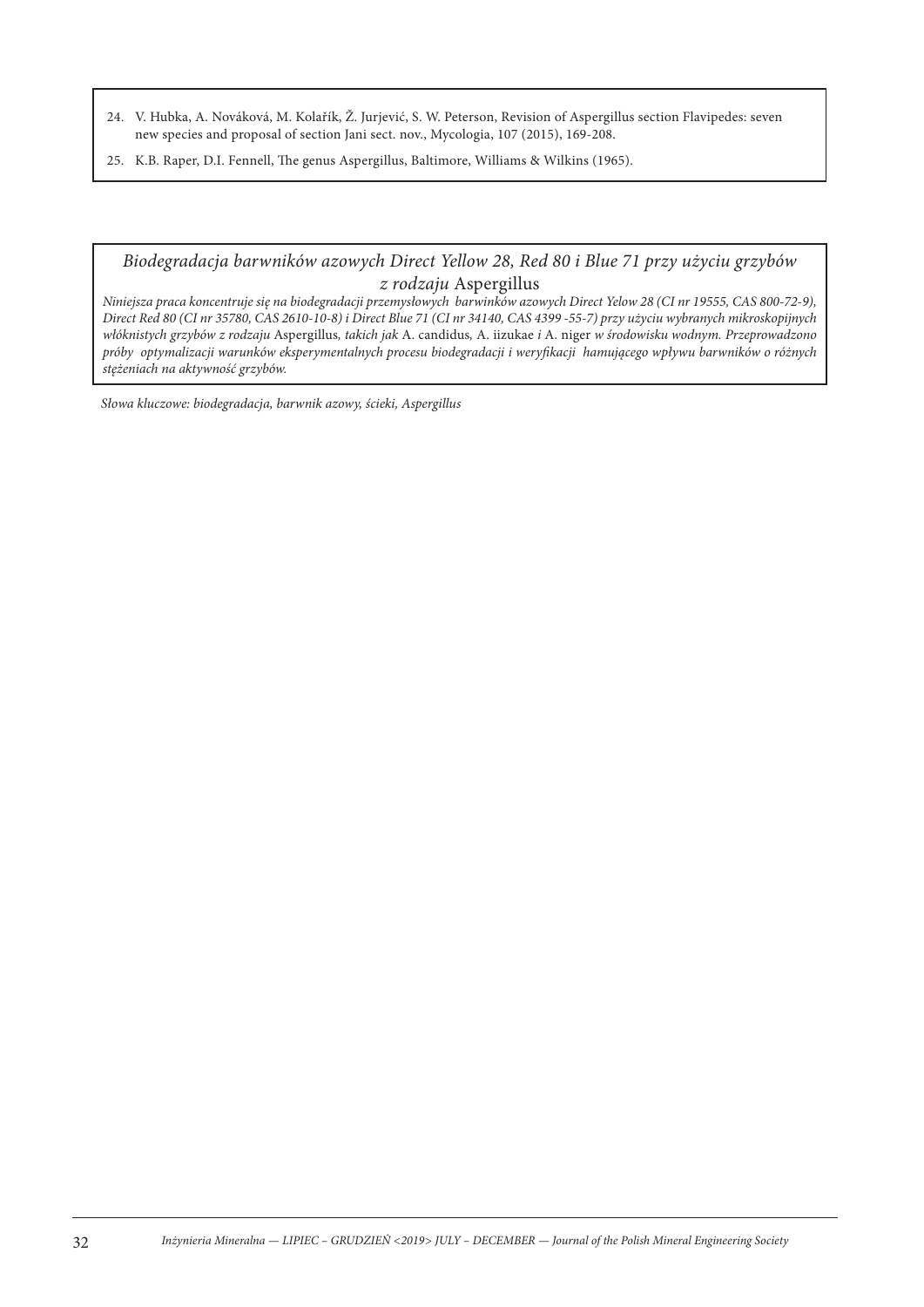24. V. Hubka, A. Nováková, M. Kolařík, Ž. Jurjević, S. W. Peterson, Revision of Aspergillus section Flavipedes: seven new species and proposal of section Jani sect. nov., Mycologia, 107 (2015), 169-208.
25. K.B. Raper, D.I. Fennell, The genus Aspergillus, Baltimore, Williams & Wilkins (1965).

## *Biodegradacja barwników azowych Direct Yellow 28, Red 80 i Blue 71 przy użyciu grzybów z rodzaju* Aspergillus

*Niniejsza praca koncentruje się na biodegradacji przemysłowych barwinków azowych Direct Yelow 28 (CI nr 19555, CAS 800-72-9), Direct Red 80 (CI nr 35780, CAS 2610-10-8) i Direct Blue 71 (CI nr 34140, CAS 4399 -55-7) przy użyciu wybranych mikroskopijnych włóknistych grzybów z rodzaju* Aspergillus*, takich jak* A. candidus*,* A. iizukae *i* A. niger *w środowisku wodnym. Przeprowadzono próby optymalizacji warunków eksperymentalnych procesu biodegradacji i weryfikacji hamującego wpływu barwników o różnych stężeniach na aktywność grzybów.*

*Słowa kluczowe: biodegradacja, barwnik azowy, ścieki, Aspergillus*